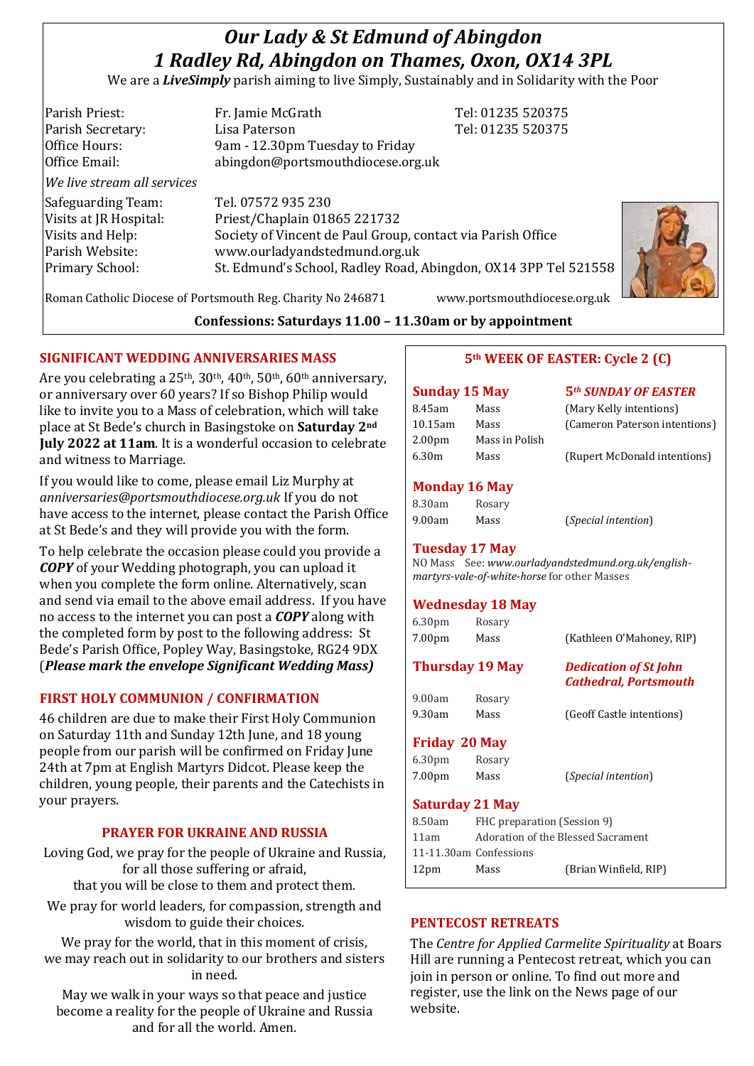# *Our Lady & St Edmund of Abingdon*
# *1 Radley Rd, Abingdon on Thames, Oxon, OX14 3PL*

We are a ***LiveSimply*** parish aiming to live Simply, Sustainably and in Solidarity with the Poor

| | | |
|---|---|---|
| Parish Priest: | Fr. Jamie McGrath | Tel: 01235 520375 |
| Parish Secretary: | Lisa Paterson | Tel: 01235 520375 |
| Office Hours: | 9am - 12.30pm Tuesday to Friday | |
| Office Email: | abingdon@portsmouthdiocese.org.uk | |

*We live stream all services*

| | |
|---|---|
| Safeguarding Team: | Tel. 07572 935 230 |
| Visits at JR Hospital: | Priest/Chaplain 01865 221732 |
| Visits and Help: | Society of Vincent de Paul Group, contact via Parish Office |
| Parish Website: | www.ourladyandstedmund.org.uk |
| Primary School: | St. Edmund's School, Radley Road, Abingdon, OX14 3PP Tel 521558 |

Roman Catholic Diocese of Portsmouth Reg. Charity No 246871 www.portsmouthdiocese.org.uk

**Confessions: Saturdays 11.00 – 11.30am or by appointment**

## SIGNIFICANT WEDDING ANNIVERSARIES MASS

Are you celebrating a 25th, 30th, 40th, 50th, 60th anniversary, or anniversary over 60 years? If so Bishop Philip would like to invite you to a Mass of celebration, which will take place at St Bede's church in Basingstoke on **Saturday 2nd July 2022 at 11am**. It is a wonderful occasion to celebrate and witness to Marriage.

If you would like to come, please email Liz Murphy at *anniversaries@portsmouthdiocese.org.uk* If you do not have access to the internet, please contact the Parish Office at St Bede's and they will provide you with the form.

To help celebrate the occasion please could you provide a ***COPY*** of your Wedding photograph, you can upload it when you complete the form online. Alternatively, scan and send via email to the above email address. If you have no access to the internet you can post a ***COPY*** along with the completed form by post to the following address: St Bede's Parish Office, Popley Way, Basingstoke, RG24 9DX (***Please mark the envelope Significant Wedding Mass)***

## FIRST HOLY COMMUNION / CONFIRMATION

46 children are due to make their First Holy Communion on Saturday 11th and Sunday 12th June, and 18 young people from our parish will be confirmed on Friday June 24th at 7pm at English Martyrs Didcot. Please keep the children, young people, their parents and the Catechists in your prayers.

## PRAYER FOR UKRAINE AND RUSSIA

Loving God, we pray for the people of Ukraine and Russia, for all those suffering or afraid, that you will be close to them and protect them.

We pray for world leaders, for compassion, strength and wisdom to guide their choices.

We pray for the world, that in this moment of crisis, we may reach out in solidarity to our brothers and sisters in need.

May we walk in your ways so that peace and justice become a reality for the people of Ukraine and Russia and for all the world. Amen.

## 5th WEEK OF EASTER: Cycle 2 (C)

**Sunday 15 May** — ***5th SUNDAY OF EASTER***

| | | |
|---|---|---|
| 8.45am | Mass | (Mary Kelly intentions) |
| 10.15am | Mass | (Cameron Paterson intentions) |
| 2.00pm | Mass in Polish | |
| 6.30m | Mass | (Rupert McDonald intentions) |

**Monday 16 May**

| | | |
|---|---|---|
| 8.30am | Rosary | |
| 9.00am | Mass | (*Special intention*) |

**Tuesday 17 May**

NO Mass See: *www.ourladyandstedmund.org.uk/english-martyrs-vale-of-white-horse* for other Masses

**Wednesday 18 May**

| | | |
|---|---|---|
| 6.30pm | Rosary | |
| 7.00pm | Mass | (Kathleen O'Mahoney, RIP) |

**Thursday 19 May** — ***Dedication of St John Cathedral, Portsmouth***

| | | |
|---|---|---|
| 9.00am | Rosary | |
| 9.30am | Mass | (Geoff Castle intentions) |

**Friday 20 May**

| | | |
|---|---|---|
| 6.30pm | Rosary | |
| 7.00pm | Mass | (*Special intention*) |

**Saturday 21 May**

| | | |
|---|---|---|
| 8.50am | FHC preparation (Session 9) | |
| 11am | Adoration of the Blessed Sacrament | |
| 11-11.30am | Confessions | |
| 12pm | Mass | (Brian Winfield, RIP) |

## PENTECOST RETREATS

The *Centre for Applied Carmelite Spirituality* at Boars Hill are running a Pentecost retreat, which you can join in person or online. To find out more and register, use the link on the News page of our website.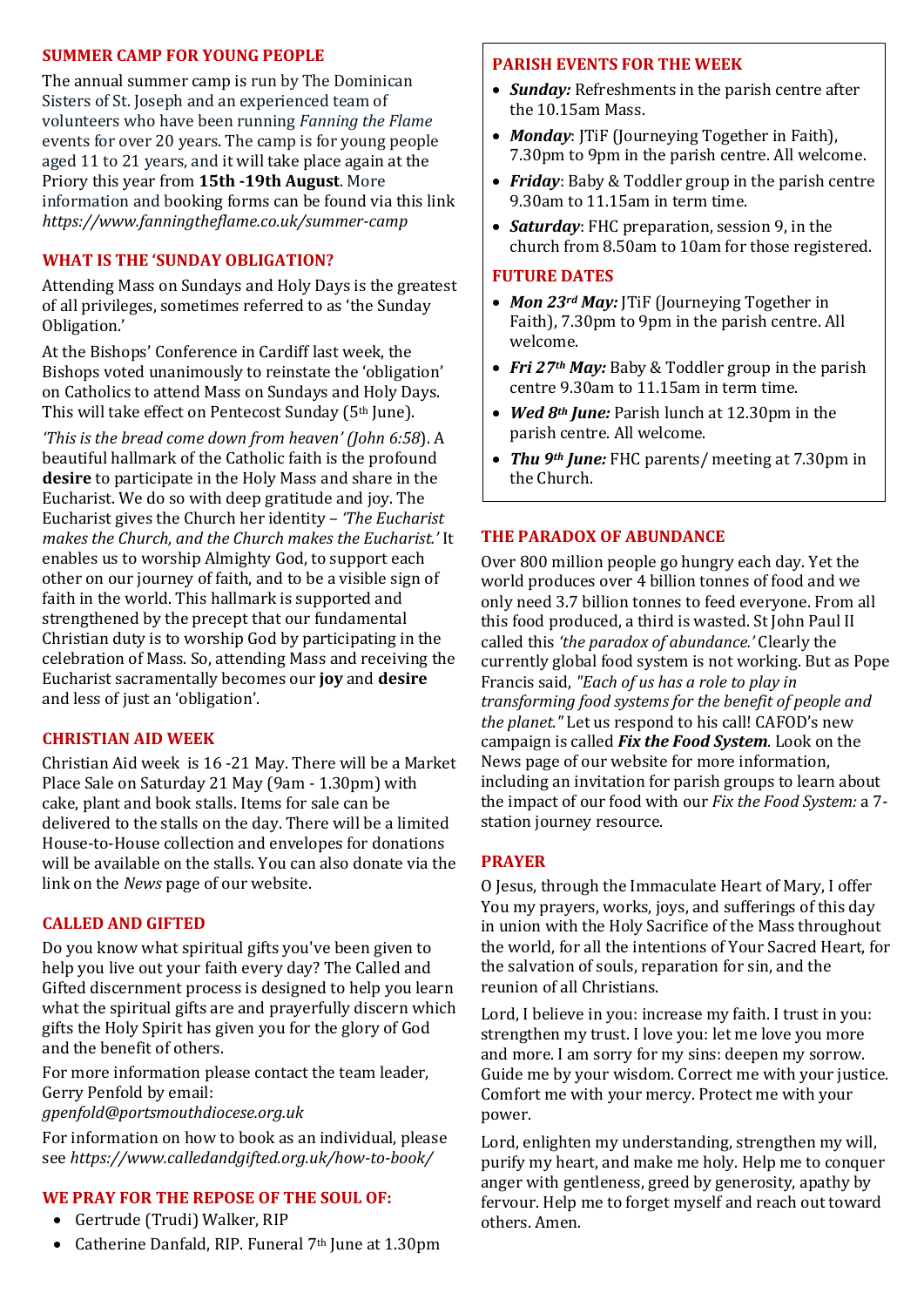## SUMMER CAMP FOR YOUNG PEOPLE

The annual summer camp is run by The Dominican Sisters of St. Joseph and an experienced team of volunteers who have been running *Fanning the Flame* events for over 20 years. The camp is for young people aged 11 to 21 years, and it will take place again at the Priory this year from **15th -19th August**. More information and booking forms can be found via this link *https://www.fanningtheflame.co.uk/summer-camp*

## WHAT IS THE 'SUNDAY OBLIGATION?

Attending Mass on Sundays and Holy Days is the greatest of all privileges, sometimes referred to as 'the Sunday Obligation.'

At the Bishops' Conference in Cardiff last week, the Bishops voted unanimously to reinstate the 'obligation' on Catholics to attend Mass on Sundays and Holy Days. This will take effect on Pentecost Sunday (5th June).

*'This is the bread come down from heaven' (John 6:58*). A beautiful hallmark of the Catholic faith is the profound **desire** to participate in the Holy Mass and share in the Eucharist. We do so with deep gratitude and joy. The Eucharist gives the Church her identity – *'The Eucharist makes the Church, and the Church makes the Eucharist.'* It enables us to worship Almighty God, to support each other on our journey of faith, and to be a visible sign of faith in the world. This hallmark is supported and strengthened by the precept that our fundamental Christian duty is to worship God by participating in the celebration of Mass. So, attending Mass and receiving the Eucharist sacramentally becomes our **joy** and **desire** and less of just an 'obligation'.

## CHRISTIAN AID WEEK

Christian Aid week is 16 -21 May. There will be a Market Place Sale on Saturday 21 May (9am - 1.30pm) with cake, plant and book stalls. Items for sale can be delivered to the stalls on the day. There will be a limited House-to-House collection and envelopes for donations will be available on the stalls. You can also donate via the link on the *News* page of our website.

## CALLED AND GIFTED

Do you know what spiritual gifts you've been given to help you live out your faith every day? The Called and Gifted discernment process is designed to help you learn what the spiritual gifts are and prayerfully discern which gifts the Holy Spirit has given you for the glory of God and the benefit of others.

For more information please contact the team leader, Gerry Penfold by email: *gpenfold@portsmouthdiocese.org.uk*

For information on how to book as an individual, please see *https://www.calledandgifted.org.uk/how-to-book/*

## WE PRAY FOR THE REPOSE OF THE SOUL OF:

- Gertrude (Trudi) Walker, RIP
- Catherine Danfald, RIP. Funeral 7th June at 1.30pm

## PARISH EVENTS FOR THE WEEK

- ***Sunday:*** Refreshments in the parish centre after the 10.15am Mass.
- ***Monday***: JTiF (Journeying Together in Faith), 7.30pm to 9pm in the parish centre. All welcome.
- ***Friday***: Baby & Toddler group in the parish centre 9.30am to 11.15am in term time.
- ***Saturday***: FHC preparation, session 9, in the church from 8.50am to 10am for those registered.

## FUTURE DATES

- ***Mon 23rd May:*** JTiF (Journeying Together in Faith), 7.30pm to 9pm in the parish centre. All welcome.
- ***Fri 27th May:*** Baby & Toddler group in the parish centre 9.30am to 11.15am in term time.
- ***Wed 8th June:*** Parish lunch at 12.30pm in the parish centre. All welcome.
- ***Thu 9th June:*** FHC parents/ meeting at 7.30pm in the Church.

## THE PARADOX OF ABUNDANCE

Over 800 million people go hungry each day. Yet the world produces over 4 billion tonnes of food and we only need 3.7 billion tonnes to feed everyone. From all this food produced, a third is wasted. St John Paul II called this *'the paradox of abundance.'* Clearly the currently global food system is not working. But as Pope Francis said, *"Each of us has a role to play in transforming food systems for the benefit of people and the planet."* Let us respond to his call! CAFOD's new campaign is called ***Fix the Food System***. Look on the News page of our website for more information, including an invitation for parish groups to learn about the impact of our food with our *Fix the Food System:* a 7-station journey resource.

## PRAYER

O Jesus, through the Immaculate Heart of Mary, I offer You my prayers, works, joys, and sufferings of this day in union with the Holy Sacrifice of the Mass throughout the world, for all the intentions of Your Sacred Heart, for the salvation of souls, reparation for sin, and the reunion of all Christians.

Lord, I believe in you: increase my faith. I trust in you: strengthen my trust. I love you: let me love you more and more. I am sorry for my sins: deepen my sorrow. Guide me by your wisdom. Correct me with your justice. Comfort me with your mercy. Protect me with your power.

Lord, enlighten my understanding, strengthen my will, purify my heart, and make me holy. Help me to conquer anger with gentleness, greed by generosity, apathy by fervour. Help me to forget myself and reach out toward others. Amen.